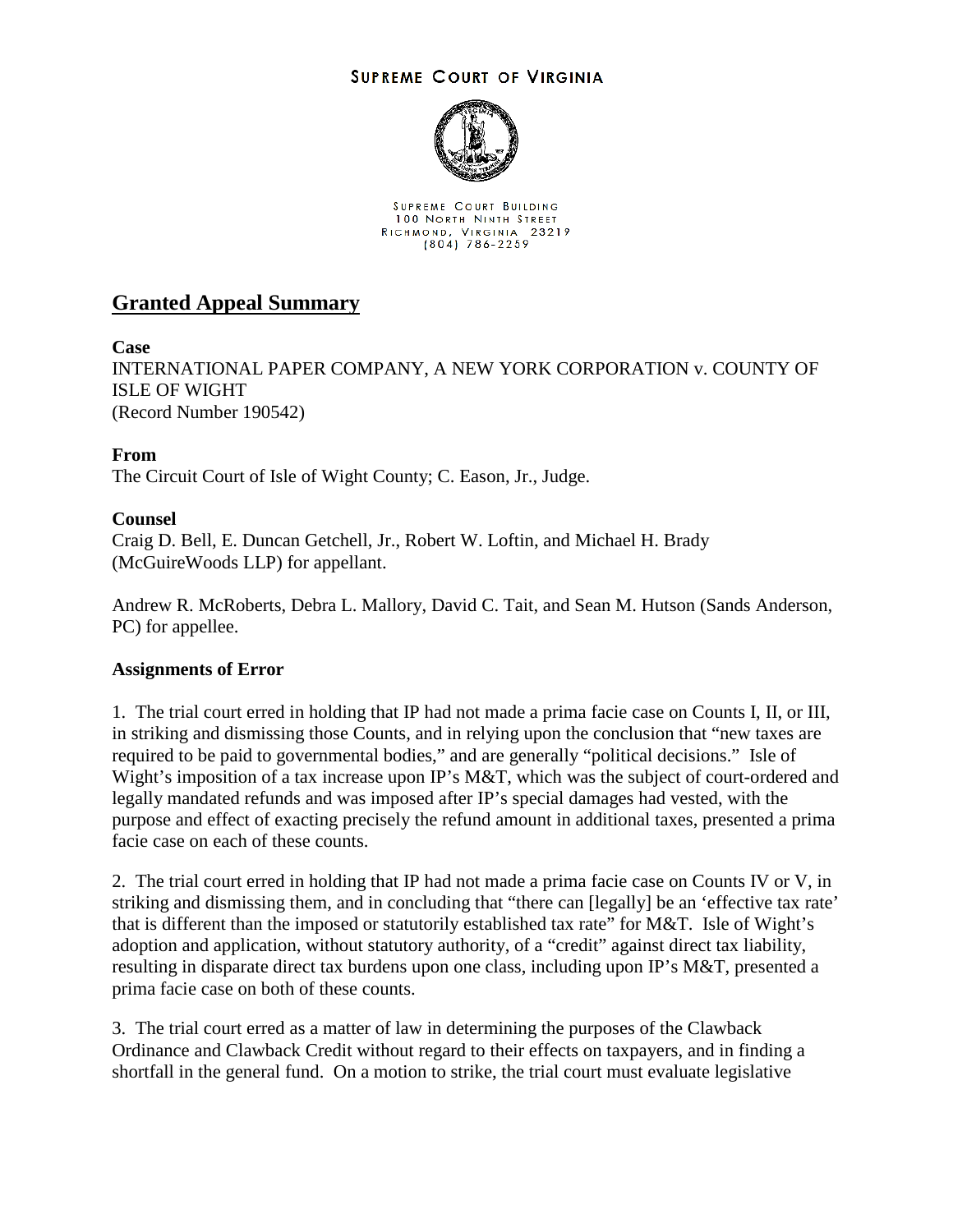SUPREME COURT OF VIRGINIA

SUPREME COURT BUILDING
100 NORTH NINTH STREET
RICHMOND, VIRGINIA 23219
(804) 786-2259

## Granted Appeal Summary

**Case**
INTERNATIONAL PAPER COMPANY, A NEW YORK CORPORATION v. COUNTY OF ISLE OF WIGHT
(Record Number 190542)

**From**
The Circuit Court of Isle of Wight County; C. Eason, Jr., Judge.

**Counsel**
Craig D. Bell, E. Duncan Getchell, Jr., Robert W. Loftin, and Michael H. Brady (McGuireWoods LLP) for appellant.

Andrew R. McRoberts, Debra L. Mallory, David C. Tait, and Sean M. Hutson (Sands Anderson, PC) for appellee.

**Assignments of Error**

1. The trial court erred in holding that IP had not made a prima facie case on Counts I, II, or III, in striking and dismissing those Counts, and in relying upon the conclusion that "new taxes are required to be paid to governmental bodies," and are generally "political decisions." Isle of Wight's imposition of a tax increase upon IP's M&T, which was the subject of court-ordered and legally mandated refunds and was imposed after IP's special damages had vested, with the purpose and effect of exacting precisely the refund amount in additional taxes, presented a prima facie case on each of these counts.

2. The trial court erred in holding that IP had not made a prima facie case on Counts IV or V, in striking and dismissing them, and in concluding that "there can [legally] be an 'effective tax rate' that is different than the imposed or statutorily established tax rate" for M&T. Isle of Wight's adoption and application, without statutory authority, of a "credit" against direct tax liability, resulting in disparate direct tax burdens upon one class, including upon IP's M&T, presented a prima facie case on both of these counts.

3. The trial court erred as a matter of law in determining the purposes of the Clawback Ordinance and Clawback Credit without regard to their effects on taxpayers, and in finding a shortfall in the general fund. On a motion to strike, the trial court must evaluate legislative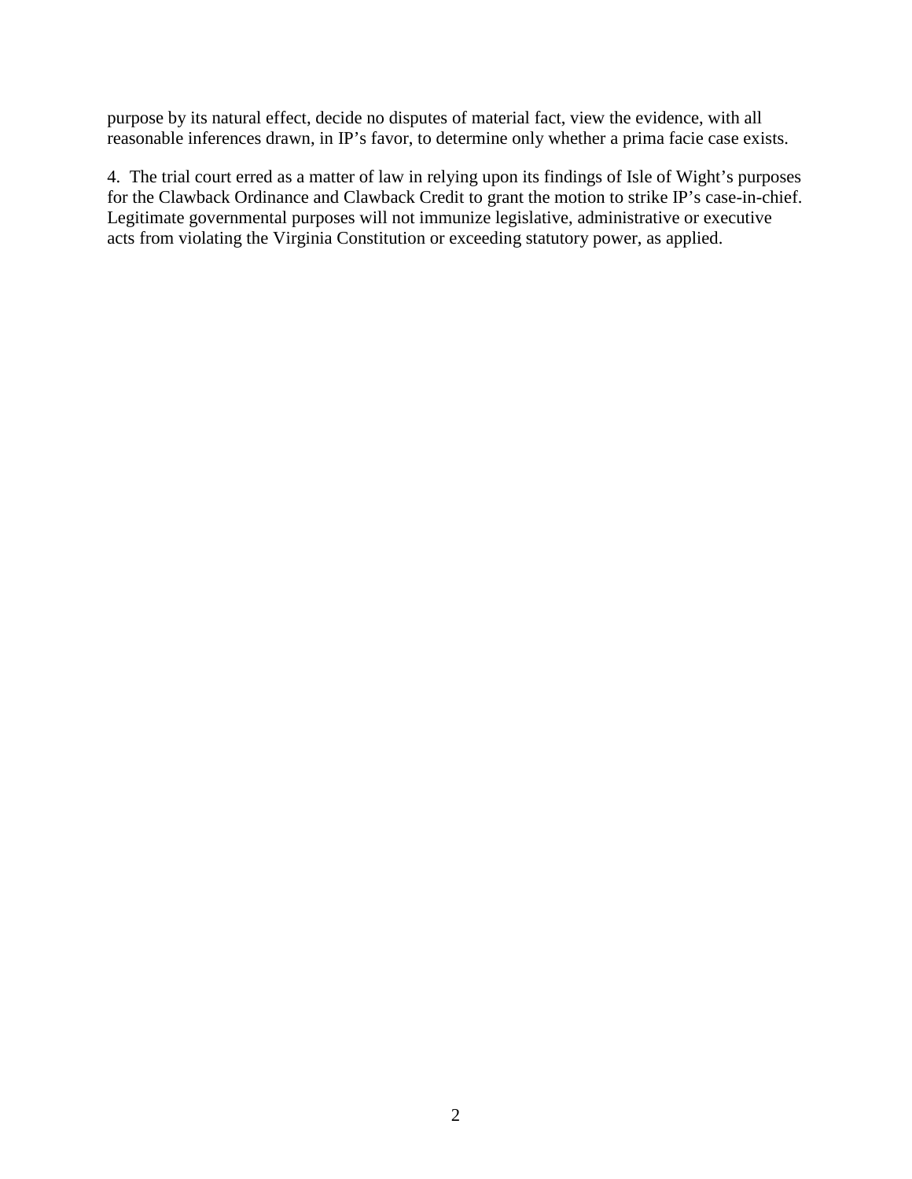purpose by its natural effect, decide no disputes of material fact, view the evidence, with all reasonable inferences drawn, in IP's favor, to determine only whether a prima facie case exists.

4. The trial court erred as a matter of law in relying upon its findings of Isle of Wight's purposes for the Clawback Ordinance and Clawback Credit to grant the motion to strike IP's case-in-chief. Legitimate governmental purposes will not immunize legislative, administrative or executive acts from violating the Virginia Constitution or exceeding statutory power, as applied.